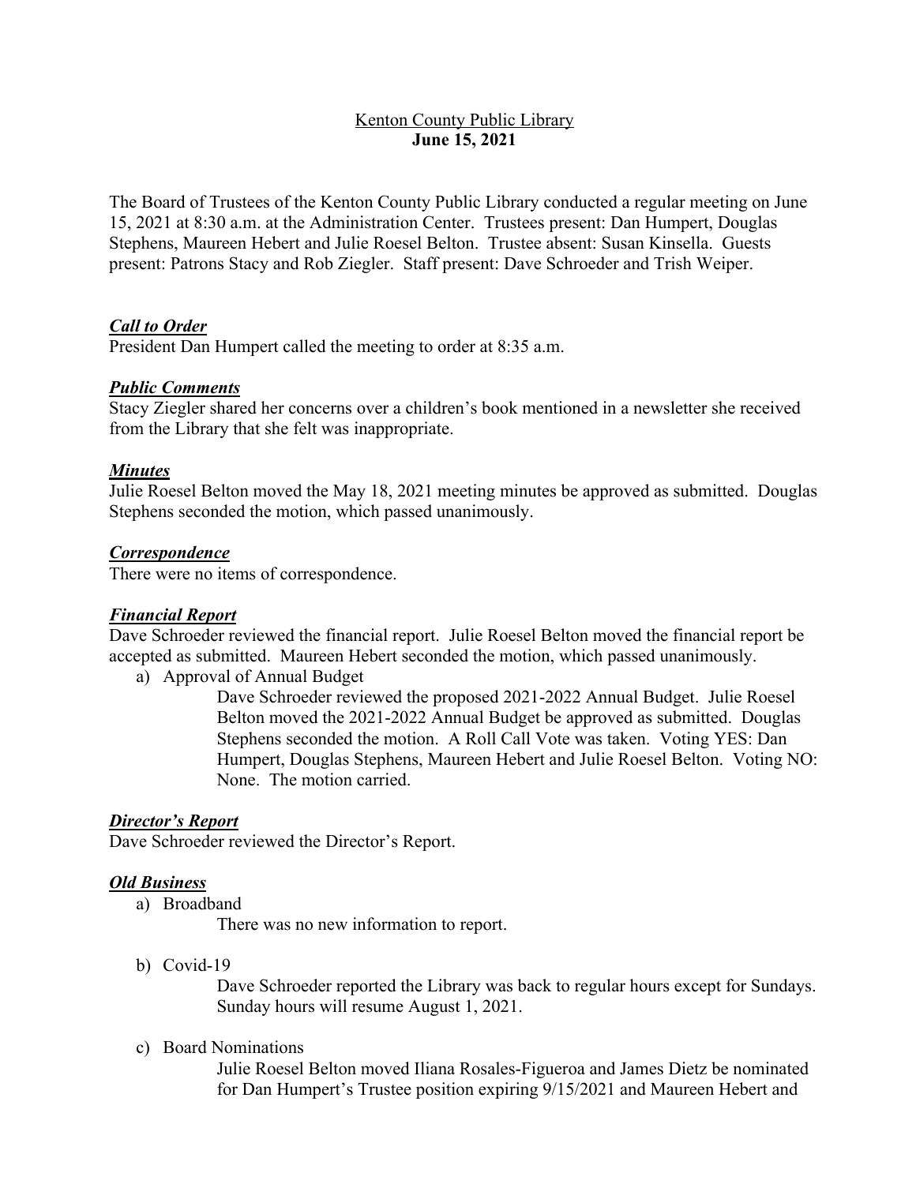# Kenton County Public Library
## June 15, 2021

The Board of Trustees of the Kenton County Public Library conducted a regular meeting on June 15, 2021 at 8:30 a.m. at the Administration Center. Trustees present: Dan Humpert, Douglas Stephens, Maureen Hebert and Julie Roesel Belton. Trustee absent: Susan Kinsella. Guests present: Patrons Stacy and Rob Ziegler. Staff present: Dave Schroeder and Trish Weiper.

### ***Call to Order***

President Dan Humpert called the meeting to order at 8:35 a.m.

### ***Public Comments***

Stacy Ziegler shared her concerns over a children's book mentioned in a newsletter she received from the Library that she felt was inappropriate.

### ***Minutes***

Julie Roesel Belton moved the May 18, 2021 meeting minutes be approved as submitted. Douglas Stephens seconded the motion, which passed unanimously.

### ***Correspondence***

There were no items of correspondence.

### ***Financial Report***

Dave Schroeder reviewed the financial report. Julie Roesel Belton moved the financial report be accepted as submitted. Maureen Hebert seconded the motion, which passed unanimously.

a) Approval of Annual Budget

   Dave Schroeder reviewed the proposed 2021-2022 Annual Budget. Julie Roesel Belton moved the 2021-2022 Annual Budget be approved as submitted. Douglas Stephens seconded the motion. A Roll Call Vote was taken. Voting YES: Dan Humpert, Douglas Stephens, Maureen Hebert and Julie Roesel Belton. Voting NO: None. The motion carried.

### ***Director's Report***

Dave Schroeder reviewed the Director's Report.

### ***Old Business***

a) Broadband

   There was no new information to report.

b) Covid-19

   Dave Schroeder reported the Library was back to regular hours except for Sundays. Sunday hours will resume August 1, 2021.

c) Board Nominations

   Julie Roesel Belton moved Iliana Rosales-Figueroa and James Dietz be nominated for Dan Humpert's Trustee position expiring 9/15/2021 and Maureen Hebert and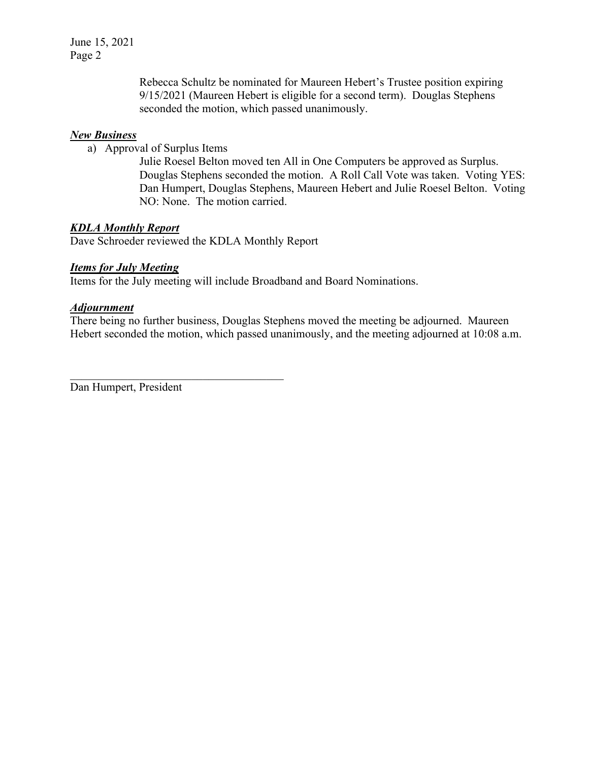Rebecca Schultz be nominated for Maureen Hebert's Trustee position expiring 9/15/2021 (Maureen Hebert is eligible for a second term). Douglas Stephens seconded the motion, which passed unanimously.

***New Business***

a) Approval of Surplus Items

Julie Roesel Belton moved ten All in One Computers be approved as Surplus. Douglas Stephens seconded the motion. A Roll Call Vote was taken. Voting YES: Dan Humpert, Douglas Stephens, Maureen Hebert and Julie Roesel Belton. Voting NO: None. The motion carried.

***KDLA Monthly Report***

Dave Schroeder reviewed the KDLA Monthly Report

***Items for July Meeting***

Items for the July meeting will include Broadband and Board Nominations.

***Adjournment***

There being no further business, Douglas Stephens moved the meeting be adjourned. Maureen Hebert seconded the motion, which passed unanimously, and the meeting adjourned at 10:08 a.m.

\_\_\_\_\_\_\_\_\_\_\_\_\_\_\_\_\_\_\_\_\_\_\_\_\_\_\_\_\_\_\_\_\_\_\_\_\_\_\_\_

Dan Humpert, President